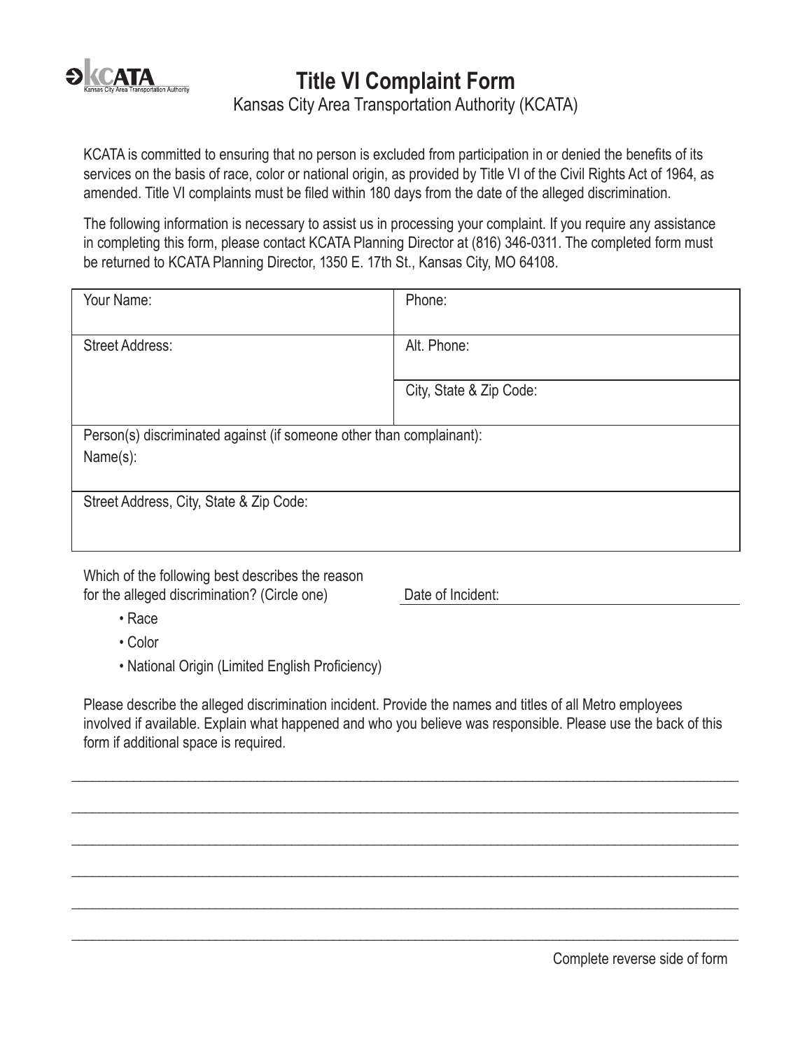# Title VI Complaint Form

Kansas City Area Transportation Authority (KCATA)

KCATA is committed to ensuring that no person is excluded from participation in or denied the benefits of its services on the basis of race, color or national origin, as provided by Title VI of the Civil Rights Act of 1964, as amended. Title VI complaints must be filed within 180 days from the date of the alleged discrimination.

The following information is necessary to assist us in processing your complaint. If you require any assistance in completing this form, please contact KCATA Planning Director at (816) 346-0311. The completed form must be returned to KCATA Planning Director, 1350 E. 17th St., Kansas City, MO 64108.

| Your Name: | Phone: |
|---|---|
| Street Address: | Alt. Phone: |
| | City, State & Zip Code: |
| Person(s) discriminated against (if someone other than complainant):<br>Name(s): | |
| Street Address, City, State & Zip Code: | |

Which of the following best describes the reason for the alleged discrimination? (Circle one)

- Race
- Color
- National Origin (Limited English Proficiency)

Date of Incident: ______________________________

Please describe the alleged discrimination incident. Provide the names and titles of all Metro employees involved if available. Explain what happened and who you believe was responsible. Please use the back of this form if additional space is required.

______________________________________________________________________________

______________________________________________________________________________

______________________________________________________________________________

______________________________________________________________________________

______________________________________________________________________________

______________________________________________________________________________

Complete reverse side of form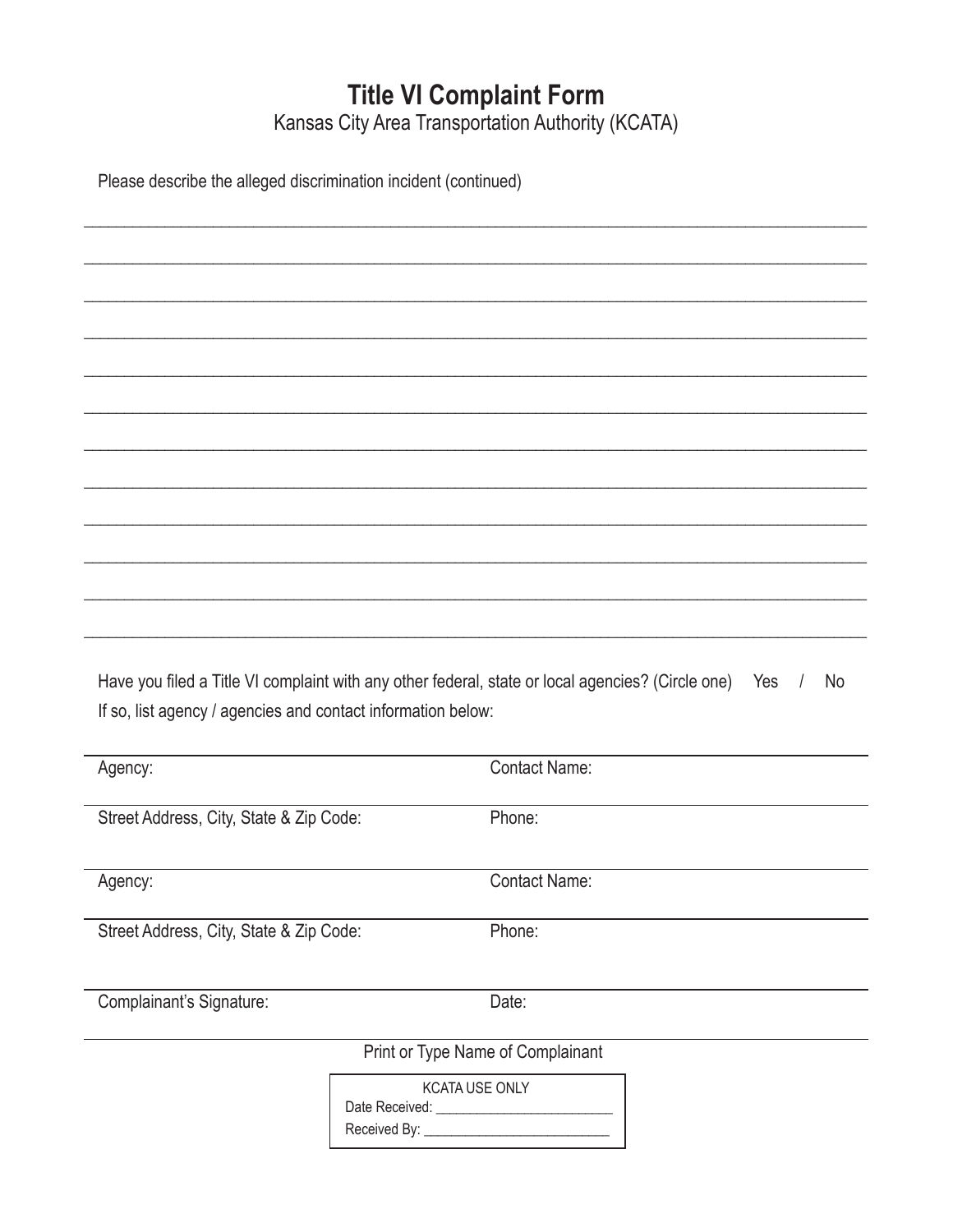# Title VI Complaint Form

Kansas City Area Transportation Authority (KCATA)

Please describe the alleged discrimination incident (continued)

_______________________________________________________________________________

_______________________________________________________________________________

_______________________________________________________________________________

_______________________________________________________________________________

_______________________________________________________________________________

_______________________________________________________________________________

_______________________________________________________________________________

_______________________________________________________________________________

_______________________________________________________________________________

_______________________________________________________________________________

_______________________________________________________________________________

_______________________________________________________________________________

Have you filed a Title VI complaint with any other federal, state or local agencies? (Circle one) Yes / No

If so, list agency / agencies and contact information below:

| | |
|---|---|
| Agency: | Contact Name: |
| Street Address, City, State & Zip Code: | Phone: |
| Agency: | Contact Name: |
| Street Address, City, State & Zip Code: | Phone: |
| Complainant's Signature: | Date: |

Print or Type Name of Complainant

KCATA USE ONLY

Date Received: ________________________

Received By: ________________________